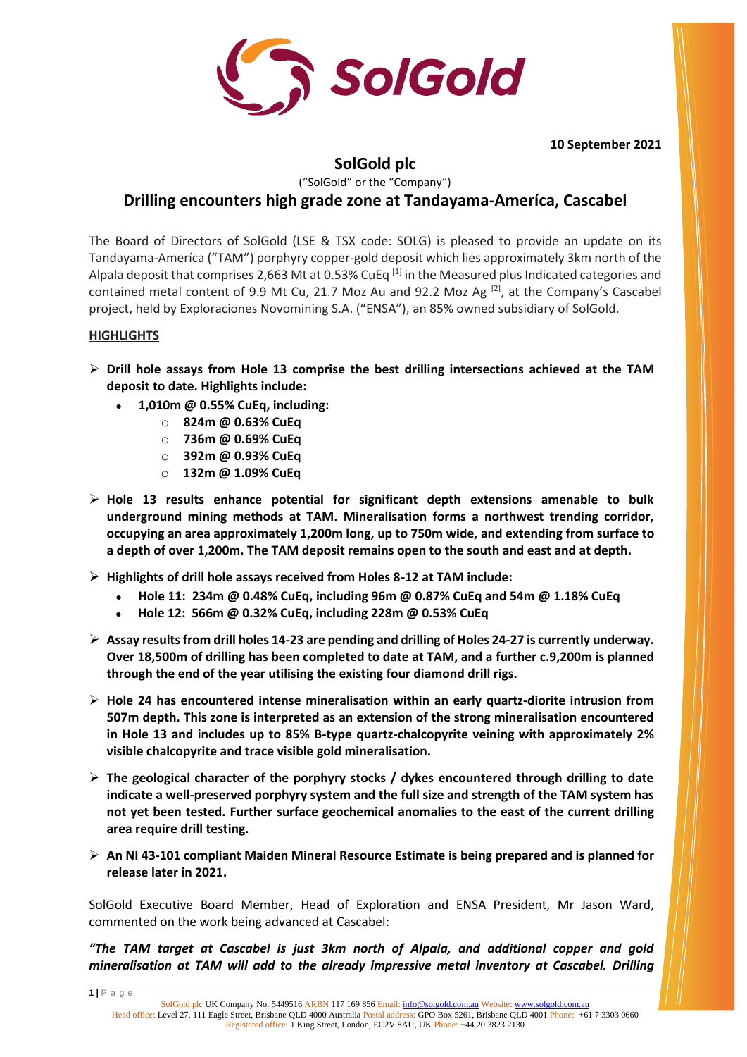**10 September 2021**

# SolGold plc

("SolGold" or the "Company")

## Drilling encounters high grade zone at Tandayama-Ameríca, Cascabel

The Board of Directors of SolGold (LSE & TSX code: SOLG) is pleased to provide an update on its Tandayama-Ameríca ("TAM") porphyry copper-gold deposit which lies approximately 3km north of the Alpala deposit that comprises 2,663 Mt at 0.53% CuEq [1] in the Measured plus Indicated categories and contained metal content of 9.9 Mt Cu, 21.7 Moz Au and 92.2 Moz Ag [2], at the Company's Cascabel project, held by Exploraciones Novomining S.A. ("ENSA"), an 85% owned subsidiary of SolGold.

**HIGHLIGHTS**

- **Drill hole assays from Hole 13 comprise the best drilling intersections achieved at the TAM deposit to date. Highlights include:**
  - **1,010m @ 0.55% CuEq, including:**
    - **824m @ 0.63% CuEq**
    - **736m @ 0.69% CuEq**
    - **392m @ 0.93% CuEq**
    - **132m @ 1.09% CuEq**
- **Hole 13 results enhance potential for significant depth extensions amenable to bulk underground mining methods at TAM. Mineralisation forms a northwest trending corridor, occupying an area approximately 1,200m long, up to 750m wide, and extending from surface to a depth of over 1,200m. The TAM deposit remains open to the south and east and at depth.**
- **Highlights of drill hole assays received from Holes 8-12 at TAM include:**
  - **Hole 11: 234m @ 0.48% CuEq, including 96m @ 0.87% CuEq and 54m @ 1.18% CuEq**
  - **Hole 12: 566m @ 0.32% CuEq, including 228m @ 0.53% CuEq**
- **Assay results from drill holes 14-23 are pending and drilling of Holes 24-27 is currently underway. Over 18,500m of drilling has been completed to date at TAM, and a further c.9,200m is planned through the end of the year utilising the existing four diamond drill rigs.**
- **Hole 24 has encountered intense mineralisation within an early quartz-diorite intrusion from 507m depth. This zone is interpreted as an extension of the strong mineralisation encountered in Hole 13 and includes up to 85% B-type quartz-chalcopyrite veining with approximately 2% visible chalcopyrite and trace visible gold mineralisation.**
- **The geological character of the porphyry stocks / dykes encountered through drilling to date indicate a well-preserved porphyry system and the full size and strength of the TAM system has not yet been tested. Further surface geochemical anomalies to the east of the current drilling area require drill testing.**
- **An NI 43-101 compliant Maiden Mineral Resource Estimate is being prepared and is planned for release later in 2021.**

SolGold Executive Board Member, Head of Exploration and ENSA President, Mr Jason Ward, commented on the work being advanced at Cascabel:

*"The TAM target at Cascabel is just 3km north of Alpala, and additional copper and gold mineralisation at TAM will add to the already impressive metal inventory at Cascabel. Drilling*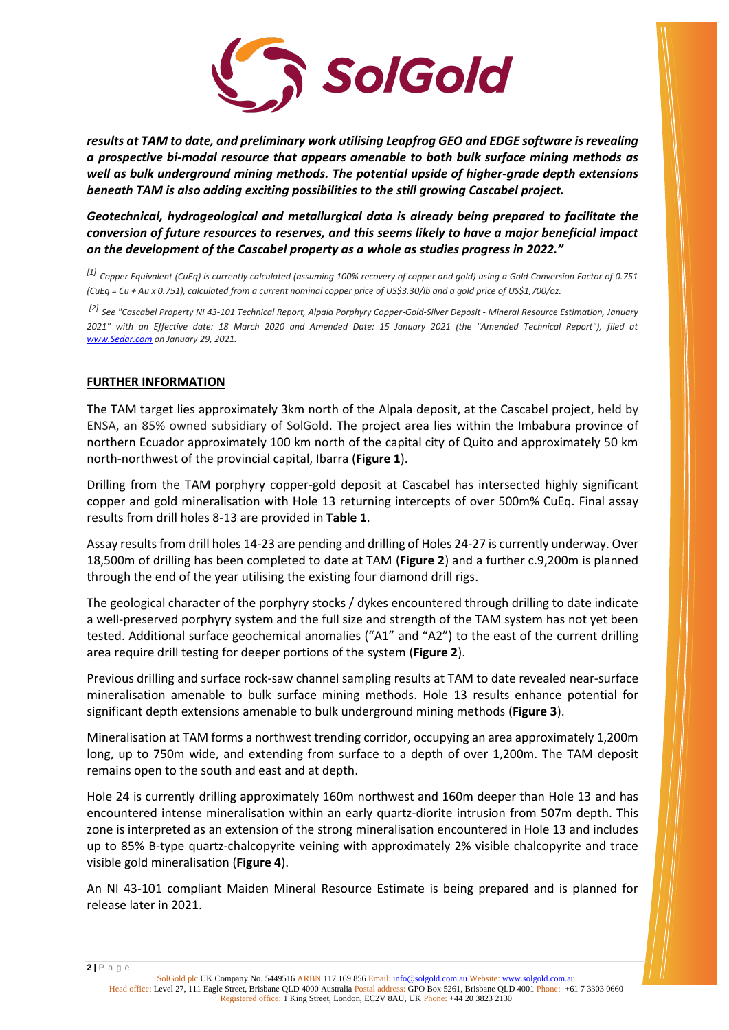***results at TAM to date, and preliminary work utilising Leapfrog GEO and EDGE software is revealing a prospective bi-modal resource that appears amenable to both bulk surface mining methods as well as bulk underground mining methods. The potential upside of higher-grade depth extensions beneath TAM is also adding exciting possibilities to the still growing Cascabel project.***

***Geotechnical, hydrogeological and metallurgical data is already being prepared to facilitate the conversion of future resources to reserves, and this seems likely to have a major beneficial impact on the development of the Cascabel property as a whole as studies progress in 2022."***

*[1] Copper Equivalent (CuEq) is currently calculated (assuming 100% recovery of copper and gold) using a Gold Conversion Factor of 0.751 (CuEq = Cu + Au x 0.751), calculated from a current nominal copper price of US$3.30/lb and a gold price of US$1,700/oz.*

*[2] See "Cascabel Property NI 43-101 Technical Report, Alpala Porphyry Copper-Gold-Silver Deposit - Mineral Resource Estimation, January 2021" with an Effective date: 18 March 2020 and Amended Date: 15 January 2021 (the "Amended Technical Report"), filed at www.Sedar.com on January 29, 2021.*

## FURTHER INFORMATION

The TAM target lies approximately 3km north of the Alpala deposit, at the Cascabel project, held by ENSA, an 85% owned subsidiary of SolGold. The project area lies within the Imbabura province of northern Ecuador approximately 100 km north of the capital city of Quito and approximately 50 km north-northwest of the provincial capital, Ibarra (**Figure 1**).

Drilling from the TAM porphyry copper-gold deposit at Cascabel has intersected highly significant copper and gold mineralisation with Hole 13 returning intercepts of over 500m% CuEq. Final assay results from drill holes 8-13 are provided in **Table 1**.

Assay results from drill holes 14-23 are pending and drilling of Holes 24-27 is currently underway. Over 18,500m of drilling has been completed to date at TAM (**Figure 2**) and a further c.9,200m is planned through the end of the year utilising the existing four diamond drill rigs.

The geological character of the porphyry stocks / dykes encountered through drilling to date indicate a well-preserved porphyry system and the full size and strength of the TAM system has not yet been tested. Additional surface geochemical anomalies ("A1" and "A2") to the east of the current drilling area require drill testing for deeper portions of the system (**Figure 2**).

Previous drilling and surface rock-saw channel sampling results at TAM to date revealed near-surface mineralisation amenable to bulk surface mining methods. Hole 13 results enhance potential for significant depth extensions amenable to bulk underground mining methods (**Figure 3**).

Mineralisation at TAM forms a northwest trending corridor, occupying an area approximately 1,200m long, up to 750m wide, and extending from surface to a depth of over 1,200m. The TAM deposit remains open to the south and east and at depth.

Hole 24 is currently drilling approximately 160m northwest and 160m deeper than Hole 13 and has encountered intense mineralisation within an early quartz-diorite intrusion from 507m depth. This zone is interpreted as an extension of the strong mineralisation encountered in Hole 13 and includes up to 85% B-type quartz-chalcopyrite veining with approximately 2% visible chalcopyrite and trace visible gold mineralisation (**Figure 4**).

An NI 43-101 compliant Maiden Mineral Resource Estimate is being prepared and is planned for release later in 2021.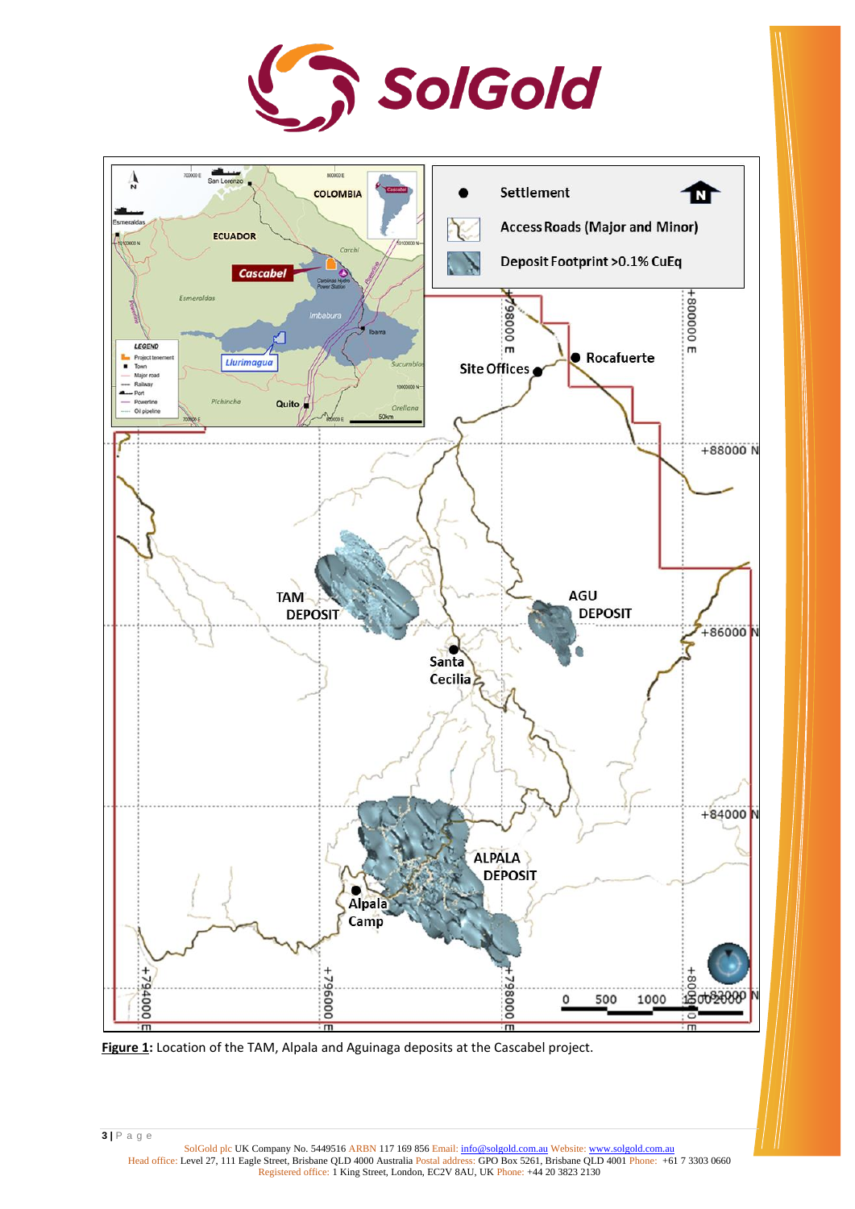**Figure 1:** Location of the TAM, Alpala and Aguinaga deposits at the Cascabel project.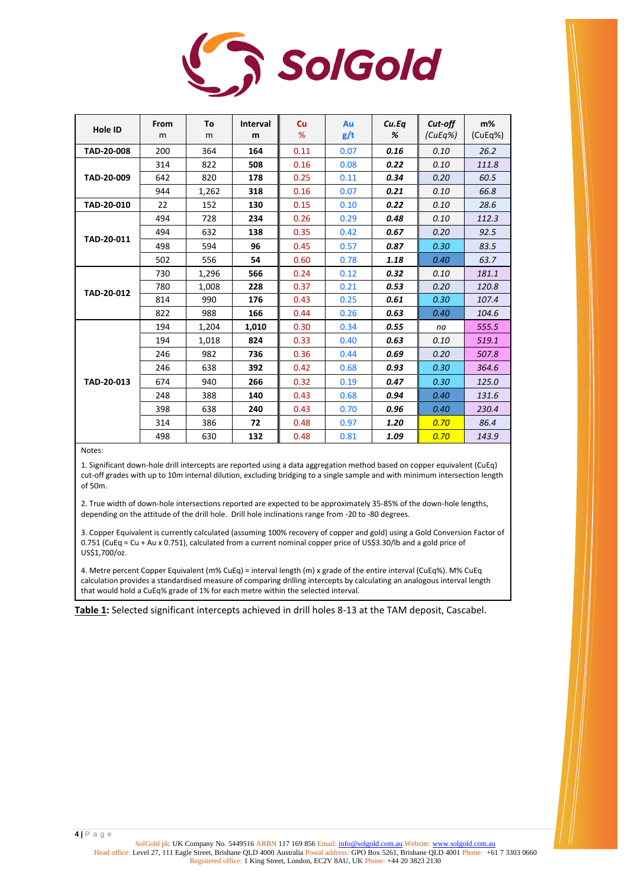| Hole ID | From m | To m | Interval m | Cu % | Au g/t | *Cu.Eq %* | *Cut-off (CuEq%)* | m% (CuEq%) |
|---|---|---|---|---|---|---|---|---|
| **TAD-20-008** | 200 | 364 | **164** | 0.11 | 0.07 | ***0.16*** | *0.10* | *26.2* |
| **TAD-20-009** | 314 | 822 | **508** | 0.16 | 0.08 | ***0.22*** | *0.10* | *111.8* |
| | 642 | 820 | **178** | 0.25 | 0.11 | ***0.34*** | *0.20* | *60.5* |
| | 944 | 1,262 | **318** | 0.16 | 0.07 | ***0.21*** | *0.10* | *66.8* |
| **TAD-20-010** | 22 | 152 | **130** | 0.15 | 0.10 | ***0.22*** | *0.10* | *28.6* |
| **TAD-20-011** | 494 | 728 | **234** | 0.26 | 0.29 | ***0.48*** | *0.10* | *112.3* |
| | 494 | 632 | **138** | 0.35 | 0.42 | ***0.67*** | *0.20* | *92.5* |
| | 498 | 594 | **96** | 0.45 | 0.57 | ***0.87*** | *0.30* | *83.5* |
| | 502 | 556 | **54** | 0.60 | 0.78 | ***1.18*** | *0.40* | *63.7* |
| **TAD-20-012** | 730 | 1,296 | **566** | 0.24 | 0.12 | ***0.32*** | *0.10* | *181.1* |
| | 780 | 1,008 | **228** | 0.37 | 0.21 | ***0.53*** | *0.20* | *120.8* |
| | 814 | 990 | **176** | 0.43 | 0.25 | ***0.61*** | *0.30* | *107.4* |
| | 822 | 988 | **166** | 0.44 | 0.26 | ***0.63*** | *0.40* | *104.6* |
| **TAD-20-013** | 194 | 1,204 | **1,010** | 0.30 | 0.34 | ***0.55*** | *na* | *555.5* |
| | 194 | 1,018 | **824** | 0.33 | 0.40 | ***0.63*** | *0.10* | *519.1* |
| | 246 | 982 | **736** | 0.36 | 0.44 | ***0.69*** | *0.20* | *507.8* |
| | 246 | 638 | **392** | 0.42 | 0.68 | ***0.93*** | *0.30* | *364.6* |
| | 674 | 940 | **266** | 0.32 | 0.19 | ***0.47*** | *0.30* | *125.0* |
| | 248 | 388 | **140** | 0.43 | 0.68 | ***0.94*** | *0.40* | *131.6* |
| | 398 | 638 | **240** | 0.43 | 0.70 | ***0.96*** | *0.40* | *230.4* |
| | 314 | 386 | **72** | 0.48 | 0.97 | ***1.20*** | *0.70* | *86.4* |
| | 498 | 630 | **132** | 0.48 | 0.81 | ***1.09*** | *0.70* | *143.9* |

Notes:

1. Significant down-hole drill intercepts are reported using a data aggregation method based on copper equivalent (CuEq) cut-off grades with up to 10m internal dilution, excluding bridging to a single sample and with minimum intersection length of 50m.

2. True width of down-hole intersections reported are expected to be approximately 35-85% of the down-hole lengths, depending on the attitude of the drill hole. Drill hole inclinations range from -20 to -80 degrees.

3. Copper Equivalent is currently calculated (assuming 100% recovery of copper and gold) using a Gold Conversion Factor of 0.751 (CuEq = Cu + Au x 0.751), calculated from a current nominal copper price of US$3.30/lb and a gold price of US$1,700/oz.

4. Metre percent Copper Equivalent (m% CuEq) = interval length (m) x grade of the entire interval (CuEq%). M% CuEq calculation provides a standardised measure of comparing drilling intercepts by calculating an analogous interval length that would hold a CuEq% grade of 1% for each metre within the selected interval.

**Table 1:** Selected significant intercepts achieved in drill holes 8-13 at the TAM deposit, Cascabel.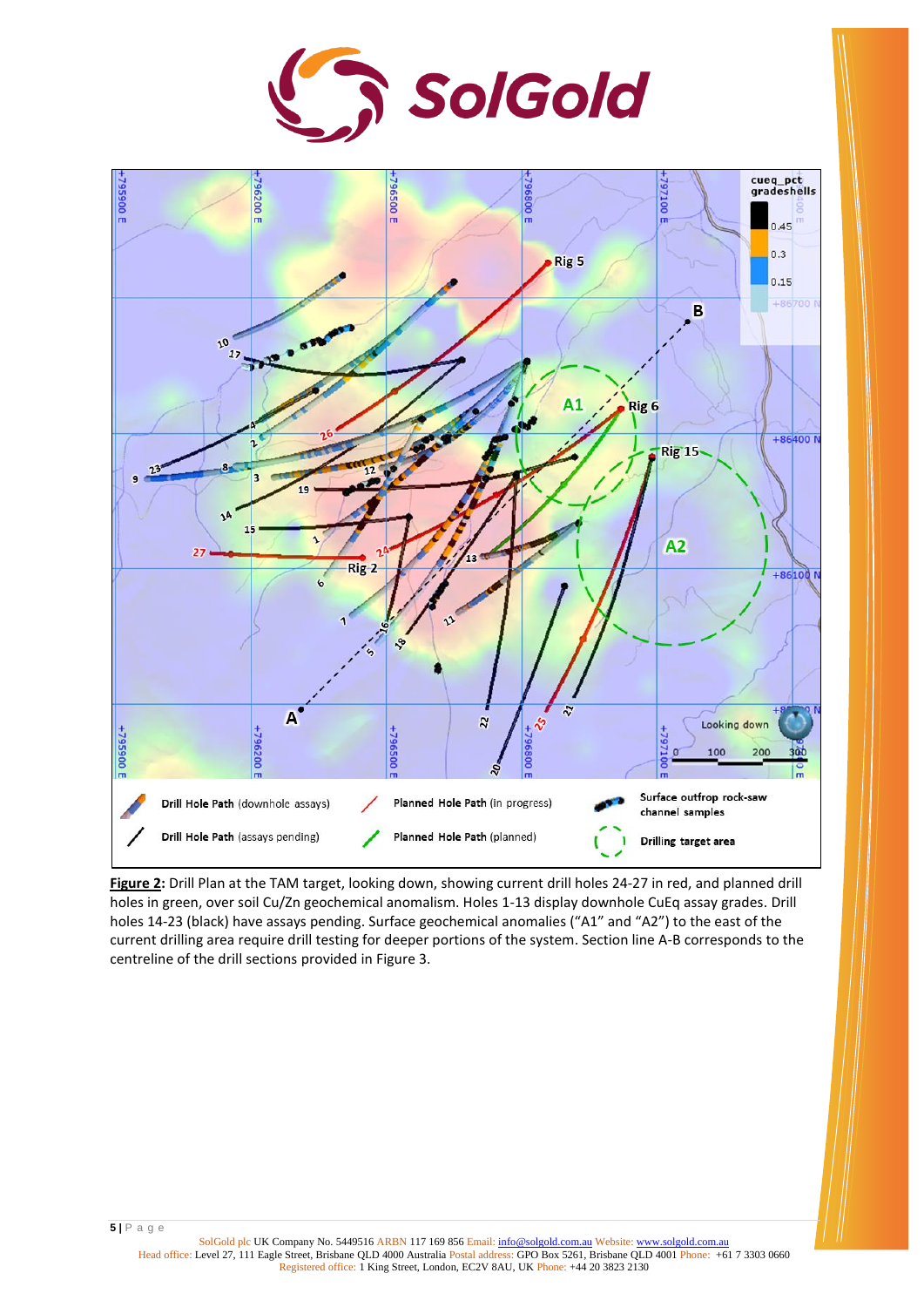**Figure 2:** Drill Plan at the TAM target, looking down, showing current drill holes 24-27 in red, and planned drill holes in green, over soil Cu/Zn geochemical anomalism. Holes 1-13 display downhole CuEq assay grades. Drill holes 14-23 (black) have assays pending. Surface geochemical anomalies ("A1" and "A2") to the east of the current drilling area require drill testing for deeper portions of the system. Section line A-B corresponds to the centreline of the drill sections provided in Figure 3.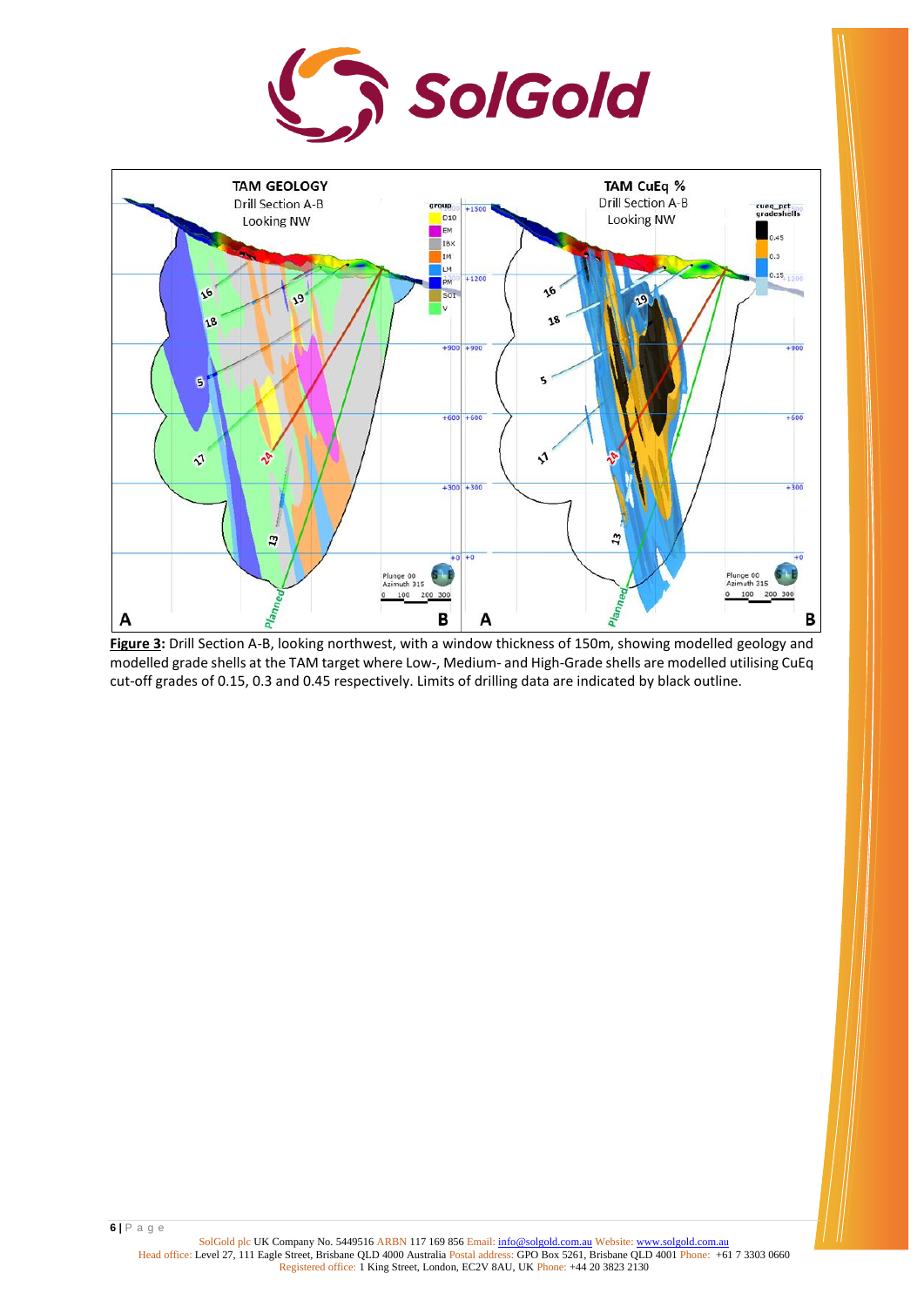**Figure 3:** Drill Section A-B, looking northwest, with a window thickness of 150m, showing modelled geology and modelled grade shells at the TAM target where Low-, Medium- and High-Grade shells are modelled utilising CuEq cut-off grades of 0.15, 0.3 and 0.45 respectively. Limits of drilling data are indicated by black outline.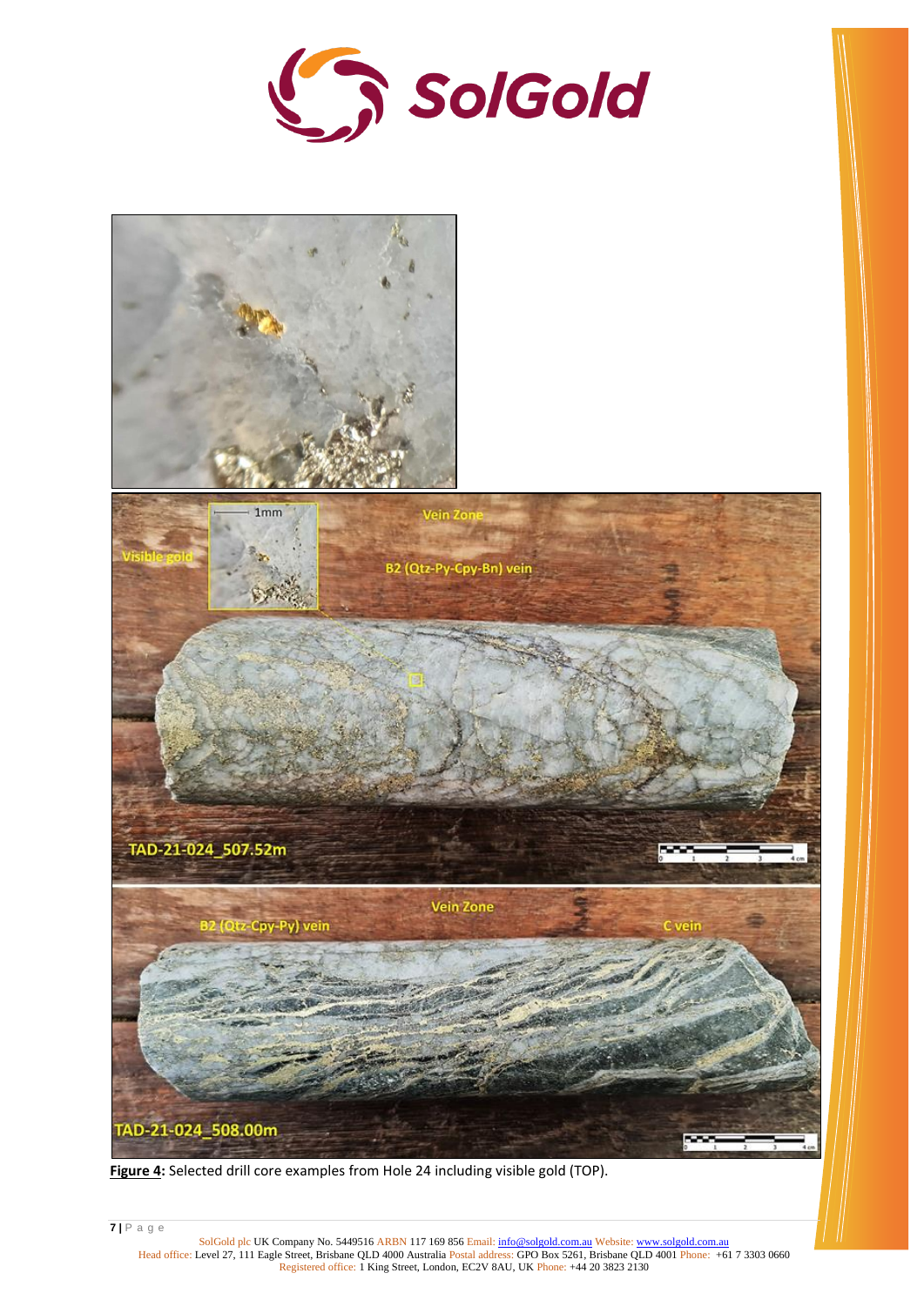**Figure 4:** Selected drill core examples from Hole 24 including visible gold (TOP).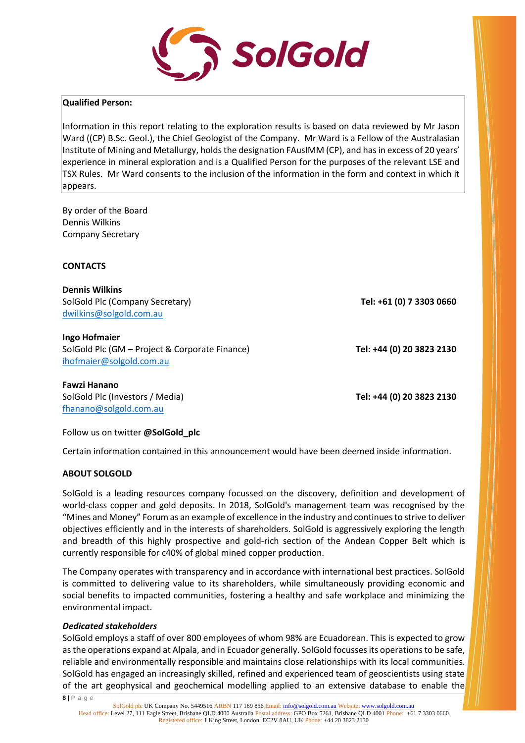**Qualified Person:**

Information in this report relating to the exploration results is based on data reviewed by Mr Jason Ward ((CP) B.Sc. Geol.), the Chief Geologist of the Company. Mr Ward is a Fellow of the Australasian Institute of Mining and Metallurgy, holds the designation FAusIMM (CP), and has in excess of 20 years' experience in mineral exploration and is a Qualified Person for the purposes of the relevant LSE and TSX Rules. Mr Ward consents to the inclusion of the information in the form and context in which it appears.

By order of the Board
Dennis Wilkins
Company Secretary

**CONTACTS**

**Dennis Wilkins**
SolGold Plc (Company Secretary) **Tel: +61 (0) 7 3303 0660**
dwilkins@solgold.com.au

**Ingo Hofmaier**
SolGold Plc (GM – Project & Corporate Finance) **Tel: +44 (0) 20 3823 2130**
ihofmaier@solgold.com.au

**Fawzi Hanano**
SolGold Plc (Investors / Media) **Tel: +44 (0) 20 3823 2130**
fhanano@solgold.com.au

Follow us on twitter **@SolGold_plc**

Certain information contained in this announcement would have been deemed inside information.

**ABOUT SOLGOLD**

SolGold is a leading resources company focussed on the discovery, definition and development of world-class copper and gold deposits. In 2018, SolGold's management team was recognised by the "Mines and Money" Forum as an example of excellence in the industry and continues to strive to deliver objectives efficiently and in the interests of shareholders. SolGold is aggressively exploring the length and breadth of this highly prospective and gold-rich section of the Andean Copper Belt which is currently responsible for c40% of global mined copper production.

The Company operates with transparency and in accordance with international best practices. SolGold is committed to delivering value to its shareholders, while simultaneously providing economic and social benefits to impacted communities, fostering a healthy and safe workplace and minimizing the environmental impact.

***Dedicated stakeholders***

SolGold employs a staff of over 800 employees of whom 98% are Ecuadorean. This is expected to grow as the operations expand at Alpala, and in Ecuador generally. SolGold focusses its operations to be safe, reliable and environmentally responsible and maintains close relationships with its local communities. SolGold has engaged an increasingly skilled, refined and experienced team of geoscientists using state of the art geophysical and geochemical modelling applied to an extensive database to enable the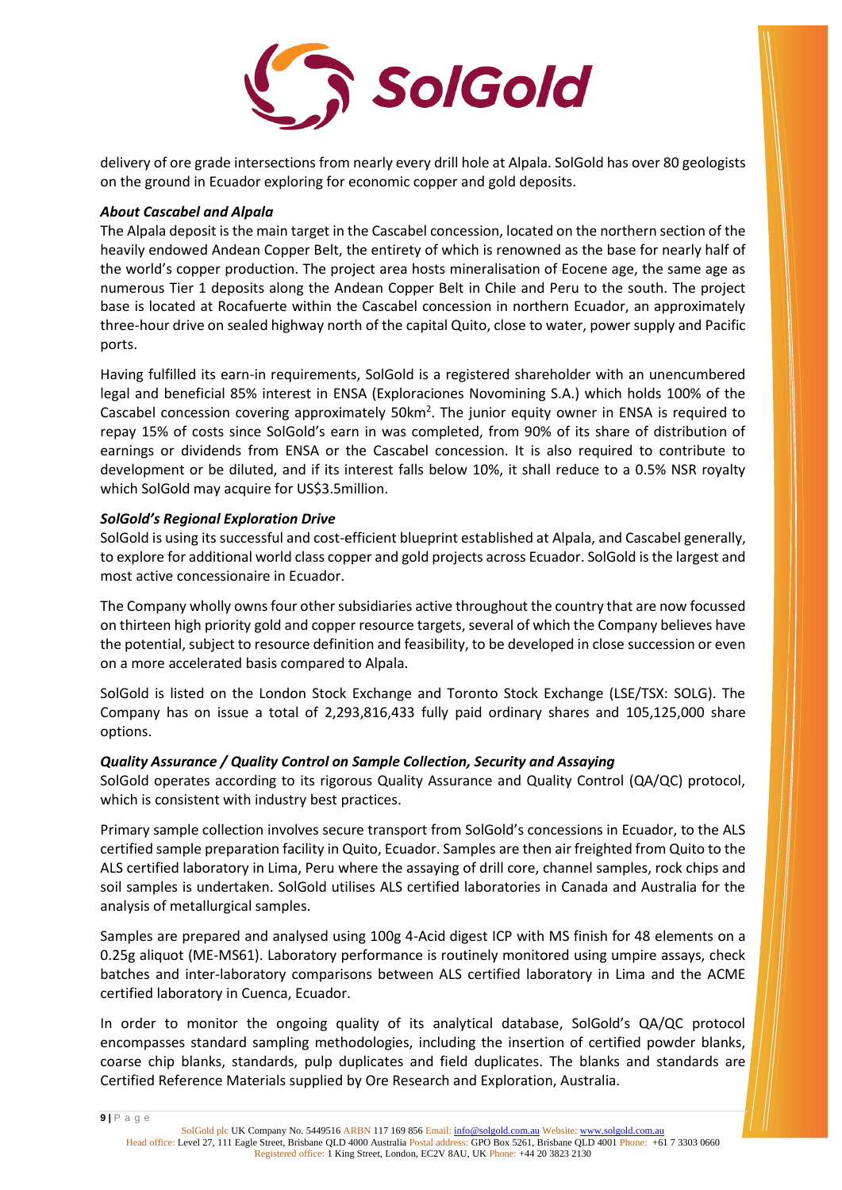delivery of ore grade intersections from nearly every drill hole at Alpala. SolGold has over 80 geologists on the ground in Ecuador exploring for economic copper and gold deposits.

***About Cascabel and Alpala***

The Alpala deposit is the main target in the Cascabel concession, located on the northern section of the heavily endowed Andean Copper Belt, the entirety of which is renowned as the base for nearly half of the world's copper production. The project area hosts mineralisation of Eocene age, the same age as numerous Tier 1 deposits along the Andean Copper Belt in Chile and Peru to the south. The project base is located at Rocafuerte within the Cascabel concession in northern Ecuador, an approximately three-hour drive on sealed highway north of the capital Quito, close to water, power supply and Pacific ports.

Having fulfilled its earn-in requirements, SolGold is a registered shareholder with an unencumbered legal and beneficial 85% interest in ENSA (Exploraciones Novomining S.A.) which holds 100% of the Cascabel concession covering approximately 50km$^2$. The junior equity owner in ENSA is required to repay 15% of costs since SolGold's earn in was completed, from 90% of its share of distribution of earnings or dividends from ENSA or the Cascabel concession. It is also required to contribute to development or be diluted, and if its interest falls below 10%, it shall reduce to a 0.5% NSR royalty which SolGold may acquire for US$3.5million.

***SolGold's Regional Exploration Drive***

SolGold is using its successful and cost-efficient blueprint established at Alpala, and Cascabel generally, to explore for additional world class copper and gold projects across Ecuador. SolGold is the largest and most active concessionaire in Ecuador.

The Company wholly owns four other subsidiaries active throughout the country that are now focussed on thirteen high priority gold and copper resource targets, several of which the Company believes have the potential, subject to resource definition and feasibility, to be developed in close succession or even on a more accelerated basis compared to Alpala.

SolGold is listed on the London Stock Exchange and Toronto Stock Exchange (LSE/TSX: SOLG). The Company has on issue a total of 2,293,816,433 fully paid ordinary shares and 105,125,000 share options.

***Quality Assurance / Quality Control on Sample Collection, Security and Assaying***

SolGold operates according to its rigorous Quality Assurance and Quality Control (QA/QC) protocol, which is consistent with industry best practices.

Primary sample collection involves secure transport from SolGold's concessions in Ecuador, to the ALS certified sample preparation facility in Quito, Ecuador. Samples are then air freighted from Quito to the ALS certified laboratory in Lima, Peru where the assaying of drill core, channel samples, rock chips and soil samples is undertaken. SolGold utilises ALS certified laboratories in Canada and Australia for the analysis of metallurgical samples.

Samples are prepared and analysed using 100g 4-Acid digest ICP with MS finish for 48 elements on a 0.25g aliquot (ME-MS61). Laboratory performance is routinely monitored using umpire assays, check batches and inter-laboratory comparisons between ALS certified laboratory in Lima and the ACME certified laboratory in Cuenca, Ecuador.

In order to monitor the ongoing quality of its analytical database, SolGold's QA/QC protocol encompasses standard sampling methodologies, including the insertion of certified powder blanks, coarse chip blanks, standards, pulp duplicates and field duplicates. The blanks and standards are Certified Reference Materials supplied by Ore Research and Exploration, Australia.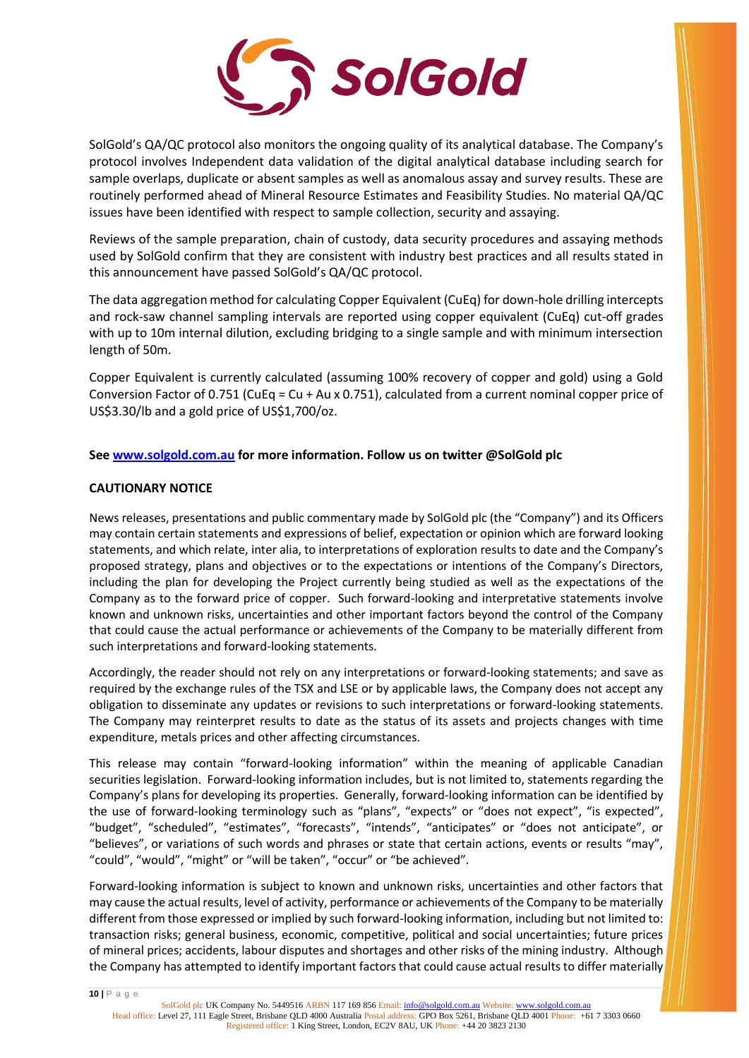SolGold's QA/QC protocol also monitors the ongoing quality of its analytical database. The Company's protocol involves Independent data validation of the digital analytical database including search for sample overlaps, duplicate or absent samples as well as anomalous assay and survey results. These are routinely performed ahead of Mineral Resource Estimates and Feasibility Studies. No material QA/QC issues have been identified with respect to sample collection, security and assaying.

Reviews of the sample preparation, chain of custody, data security procedures and assaying methods used by SolGold confirm that they are consistent with industry best practices and all results stated in this announcement have passed SolGold's QA/QC protocol.

The data aggregation method for calculating Copper Equivalent (CuEq) for down-hole drilling intercepts and rock-saw channel sampling intervals are reported using copper equivalent (CuEq) cut-off grades with up to 10m internal dilution, excluding bridging to a single sample and with minimum intersection length of 50m.

Copper Equivalent is currently calculated (assuming 100% recovery of copper and gold) using a Gold Conversion Factor of 0.751 (CuEq = Cu + Au x 0.751), calculated from a current nominal copper price of US$3.30/lb and a gold price of US$1,700/oz.

**See [www.solgold.com.au](www.solgold.com.au) for more information. Follow us on twitter @SolGold plc**

**CAUTIONARY NOTICE**

News releases, presentations and public commentary made by SolGold plc (the "Company") and its Officers may contain certain statements and expressions of belief, expectation or opinion which are forward looking statements, and which relate, inter alia, to interpretations of exploration results to date and the Company's proposed strategy, plans and objectives or to the expectations or intentions of the Company's Directors, including the plan for developing the Project currently being studied as well as the expectations of the Company as to the forward price of copper. Such forward-looking and interpretative statements involve known and unknown risks, uncertainties and other important factors beyond the control of the Company that could cause the actual performance or achievements of the Company to be materially different from such interpretations and forward-looking statements.

Accordingly, the reader should not rely on any interpretations or forward-looking statements; and save as required by the exchange rules of the TSX and LSE or by applicable laws, the Company does not accept any obligation to disseminate any updates or revisions to such interpretations or forward-looking statements. The Company may reinterpret results to date as the status of its assets and projects changes with time expenditure, metals prices and other affecting circumstances.

This release may contain "forward-looking information" within the meaning of applicable Canadian securities legislation. Forward-looking information includes, but is not limited to, statements regarding the Company's plans for developing its properties. Generally, forward-looking information can be identified by the use of forward-looking terminology such as "plans", "expects" or "does not expect", "is expected", "budget", "scheduled", "estimates", "forecasts", "intends", "anticipates" or "does not anticipate", or "believes", or variations of such words and phrases or state that certain actions, events or results "may", "could", "would", "might" or "will be taken", "occur" or "be achieved".

Forward-looking information is subject to known and unknown risks, uncertainties and other factors that may cause the actual results, level of activity, performance or achievements of the Company to be materially different from those expressed or implied by such forward-looking information, including but not limited to: transaction risks; general business, economic, competitive, political and social uncertainties; future prices of mineral prices; accidents, labour disputes and shortages and other risks of the mining industry. Although the Company has attempted to identify important factors that could cause actual results to differ materially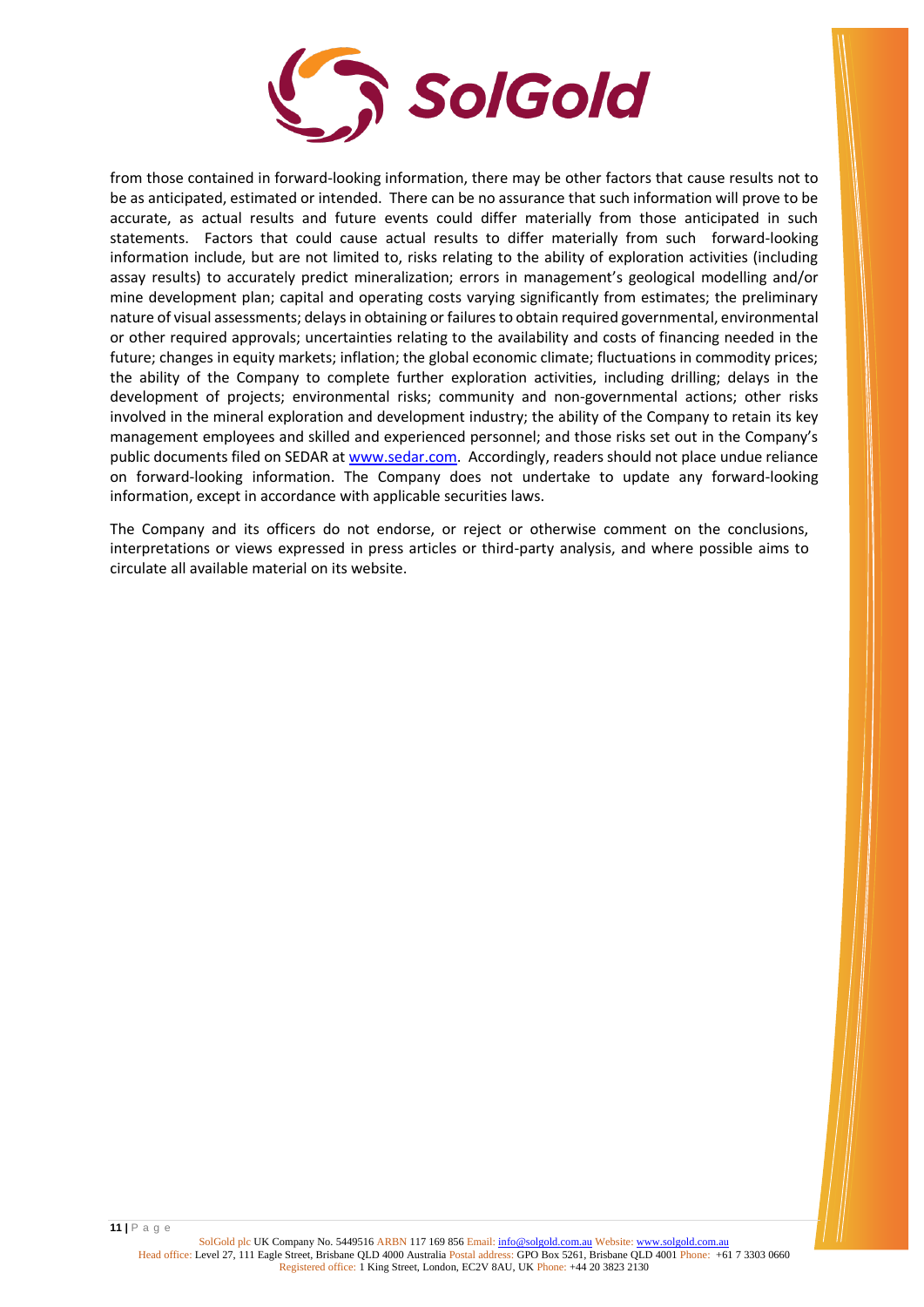from those contained in forward-looking information, there may be other factors that cause results not to be as anticipated, estimated or intended. There can be no assurance that such information will prove to be accurate, as actual results and future events could differ materially from those anticipated in such statements. Factors that could cause actual results to differ materially from such forward-looking information include, but are not limited to, risks relating to the ability of exploration activities (including assay results) to accurately predict mineralization; errors in management's geological modelling and/or mine development plan; capital and operating costs varying significantly from estimates; the preliminary nature of visual assessments; delays in obtaining or failures to obtain required governmental, environmental or other required approvals; uncertainties relating to the availability and costs of financing needed in the future; changes in equity markets; inflation; the global economic climate; fluctuations in commodity prices; the ability of the Company to complete further exploration activities, including drilling; delays in the development of projects; environmental risks; community and non-governmental actions; other risks involved in the mineral exploration and development industry; the ability of the Company to retain its key management employees and skilled and experienced personnel; and those risks set out in the Company's public documents filed on SEDAR at www.sedar.com. Accordingly, readers should not place undue reliance on forward-looking information. The Company does not undertake to update any forward-looking information, except in accordance with applicable securities laws.

The Company and its officers do not endorse, or reject or otherwise comment on the conclusions, interpretations or views expressed in press articles or third-party analysis, and where possible aims to circulate all available material on its website.